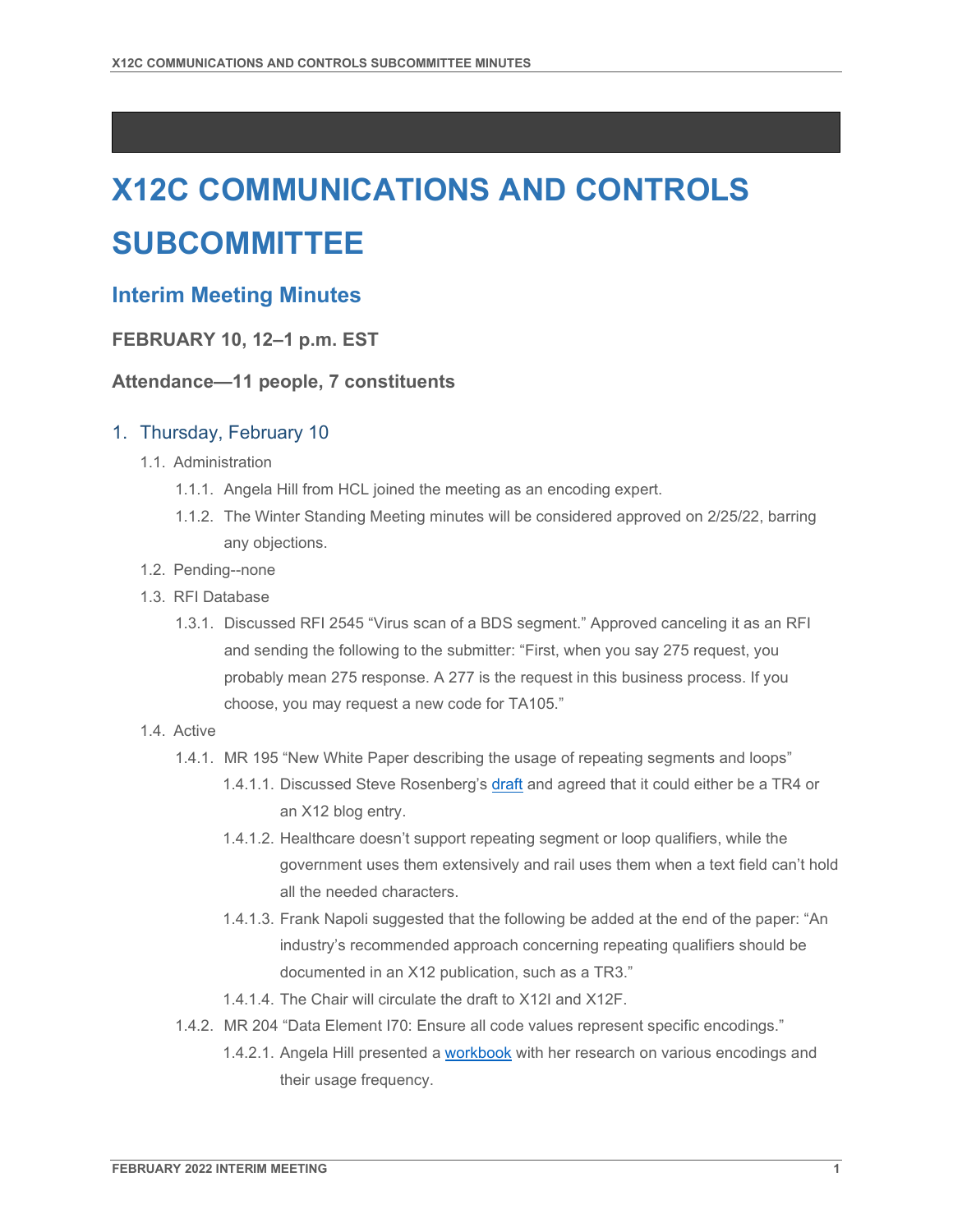# X12C COMMUNICATIONS AND CONTROLS SUBCOMMITTEE

## Interim Meeting Minutes

### FEBRUARY 10, 12–1 p.m. EST

### Attendance—11 people, 7 constituents

1. Thursday, February 10
   - 1.1. Administration
     - 1.1.1. Angela Hill from HCL joined the meeting as an encoding expert.
     - 1.1.2. The Winter Standing Meeting minutes will be considered approved on 2/25/22, barring any objections.
   - 1.2. Pending--none
   - 1.3. RFI Database
     - 1.3.1. Discussed RFI 2545 “Virus scan of a BDS segment.” Approved canceling it as an RFI and sending the following to the submitter: “First, when you say 275 request, you probably mean 275 response. A 277 is the request in this business process. If you choose, you may request a new code for TA105.”
   - 1.4. Active
     - 1.4.1. MR 195 “New White Paper describing the usage of repeating segments and loops”
       - 1.4.1.1. Discussed Steve Rosenberg’s draft and agreed that it could either be a TR4 or an X12 blog entry.
       - 1.4.1.2. Healthcare doesn’t support repeating segment or loop qualifiers, while the government uses them extensively and rail uses them when a text field can’t hold all the needed characters.
       - 1.4.1.3. Frank Napoli suggested that the following be added at the end of the paper: “An industry’s recommended approach concerning repeating qualifiers should be documented in an X12 publication, such as a TR3.”
       - 1.4.1.4. The Chair will circulate the draft to X12I and X12F.
     - 1.4.2. MR 204 “Data Element I70: Ensure all code values represent specific encodings.”
       - 1.4.2.1. Angela Hill presented a workbook with her research on various encodings and their usage frequency.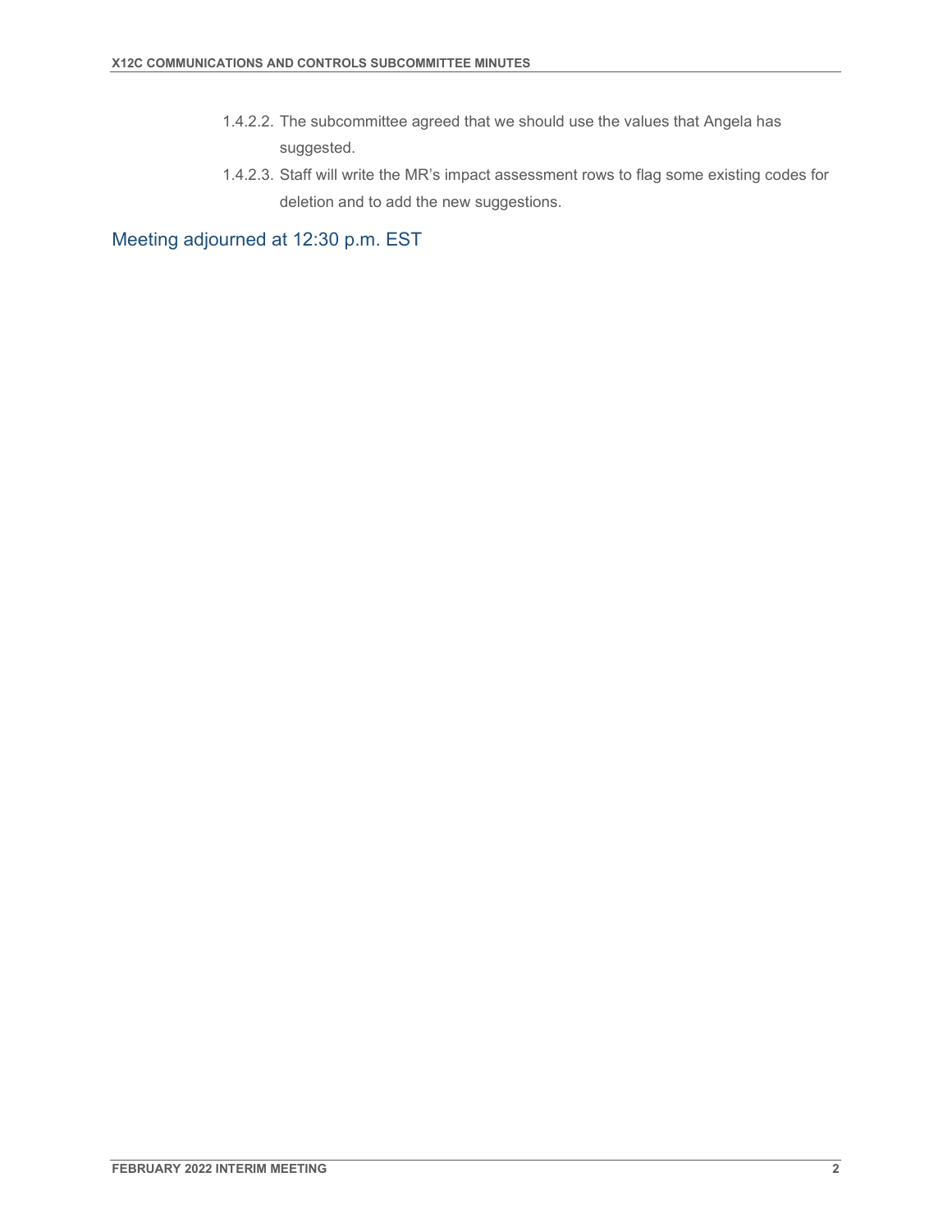1.4.2.2. The subcommittee agreed that we should use the values that Angela has suggested.

1.4.2.3. Staff will write the MR's impact assessment rows to flag some existing codes for deletion and to add the new suggestions.

## Meeting adjourned at 12:30 p.m. EST